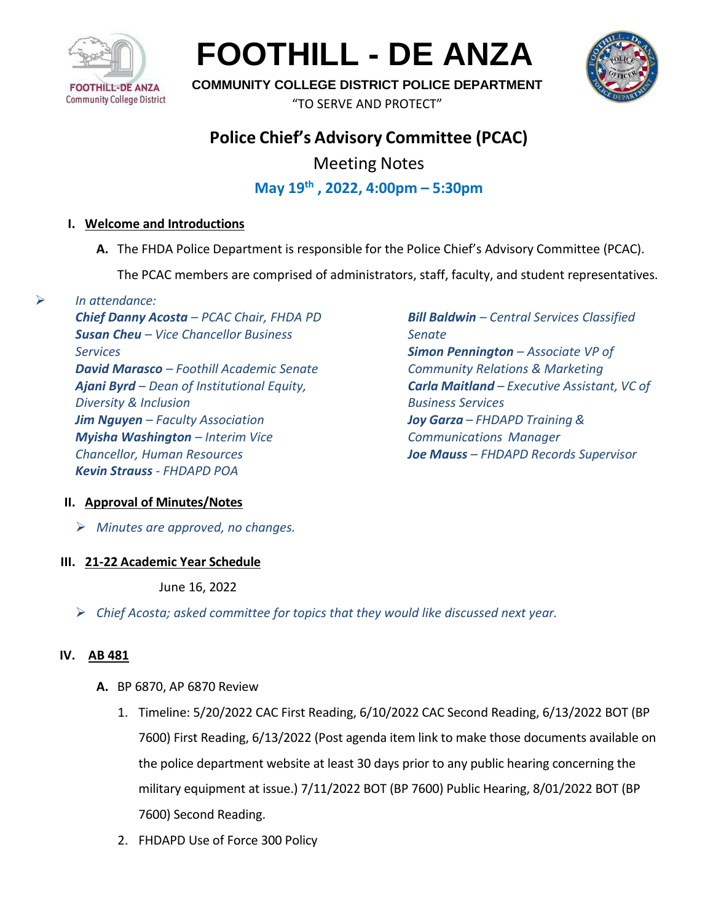# FOOTHILL - DE ANZA

**COMMUNITY COLLEGE DISTRICT POLICE DEPARTMENT**

"TO SERVE AND PROTECT"

## Police Chief's Advisory Committee (PCAC)

Meeting Notes

**May 19th , 2022, 4:00pm – 5:30pm**

### I. Welcome and Introductions

A. The FHDA Police Department is responsible for the Police Chief's Advisory Committee (PCAC).

The PCAC members are comprised of administrators, staff, faculty, and student representatives.

- *In attendance:*
  - ***Chief Danny Acosta** – PCAC Chair, FHDA PD*
  - ***Susan Cheu** – Vice Chancellor Business Services*
  - ***David Marasco** – Foothill Academic Senate*
  - ***Ajani Byrd** – Dean of Institutional Equity, Diversity & Inclusion*
  - ***Jim Nguyen** – Faculty Association*
  - ***Myisha Washington** – Interim Vice Chancellor, Human Resources*
  - ***Kevin Strauss** - FHDAPD POA*
  - ***Bill Baldwin** – Central Services Classified Senate*
  - ***Simon Pennington** – Associate VP of Community Relations & Marketing*
  - ***Carla Maitland** – Executive Assistant, VC of Business Services*
  - ***Joy Garza** – FHDAPD Training & Communications Manager*
  - ***Joe Mauss** – FHDAPD Records Supervisor*

### II. Approval of Minutes/Notes

- *Minutes are approved, no changes.*

### III. 21-22 Academic Year Schedule

June 16, 2022

- *Chief Acosta; asked committee for topics that they would like discussed next year.*

### IV. AB 481

A. BP 6870, AP 6870 Review

1. Timeline: 5/20/2022 CAC First Reading, 6/10/2022 CAC Second Reading, 6/13/2022 BOT (BP 7600) First Reading, 6/13/2022 (Post agenda item link to make those documents available on the police department website at least 30 days prior to any public hearing concerning the military equipment at issue.) 7/11/2022 BOT (BP 7600) Public Hearing, 8/01/2022 BOT (BP 7600) Second Reading.
2. FHDAPD Use of Force 300 Policy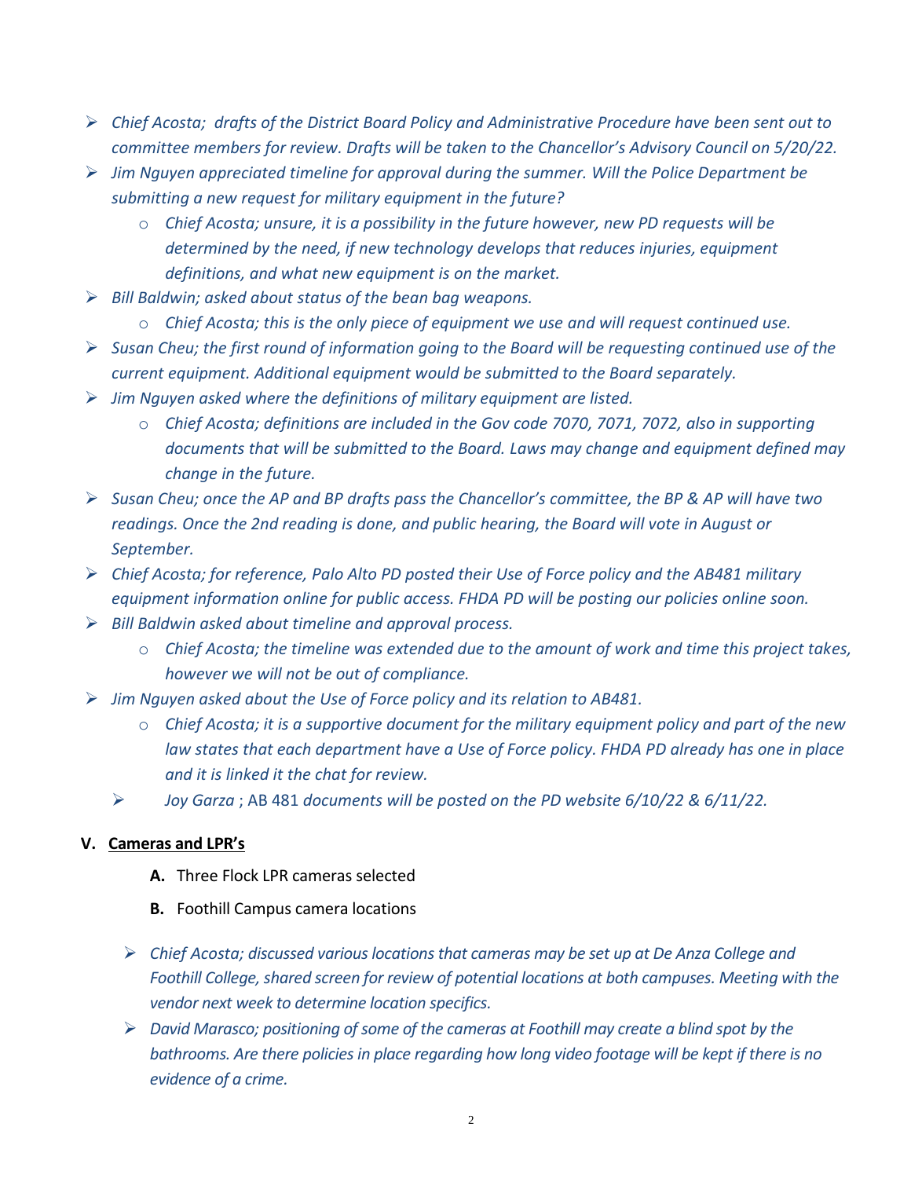- *Chief Acosta; drafts of the District Board Policy and Administrative Procedure have been sent out to committee members for review. Drafts will be taken to the Chancellor's Advisory Council on 5/20/22.*
- *Jim Nguyen appreciated timeline for approval during the summer. Will the Police Department be submitting a new request for military equipment in the future?*
    - *Chief Acosta; unsure, it is a possibility in the future however, new PD requests will be determined by the need, if new technology develops that reduces injuries, equipment definitions, and what new equipment is on the market.*
- *Bill Baldwin; asked about status of the bean bag weapons.*
    - *Chief Acosta; this is the only piece of equipment we use and will request continued use.*
- *Susan Cheu; the first round of information going to the Board will be requesting continued use of the current equipment. Additional equipment would be submitted to the Board separately.*
- *Jim Nguyen asked where the definitions of military equipment are listed.*
    - *Chief Acosta; definitions are included in the Gov code 7070, 7071, 7072, also in supporting documents that will be submitted to the Board. Laws may change and equipment defined may change in the future.*
- *Susan Cheu; once the AP and BP drafts pass the Chancellor's committee, the BP & AP will have two readings. Once the 2nd reading is done, and public hearing, the Board will vote in August or September.*
- *Chief Acosta; for reference, Palo Alto PD posted their Use of Force policy and the AB481 military equipment information online for public access. FHDA PD will be posting our policies online soon.*
- *Bill Baldwin asked about timeline and approval process.*
    - *Chief Acosta; the timeline was extended due to the amount of work and time this project takes, however we will not be out of compliance.*
- *Jim Nguyen asked about the Use of Force policy and its relation to AB481.*
    - *Chief Acosta; it is a supportive document for the military equipment policy and part of the new law states that each department have a Use of Force policy. FHDA PD already has one in place and it is linked it the chat for review.*
    - *Joy Garza* ; AB 481 *documents will be posted on the PD website 6/10/22 & 6/11/22.*

**V. <u>Cameras and LPR's</u>**

**A.** Three Flock LPR cameras selected

**B.** Foothill Campus camera locations

- *Chief Acosta; discussed various locations that cameras may be set up at De Anza College and Foothill College, shared screen for review of potential locations at both campuses. Meeting with the vendor next week to determine location specifics.*
- *David Marasco; positioning of some of the cameras at Foothill may create a blind spot by the bathrooms. Are there policies in place regarding how long video footage will be kept if there is no evidence of a crime.*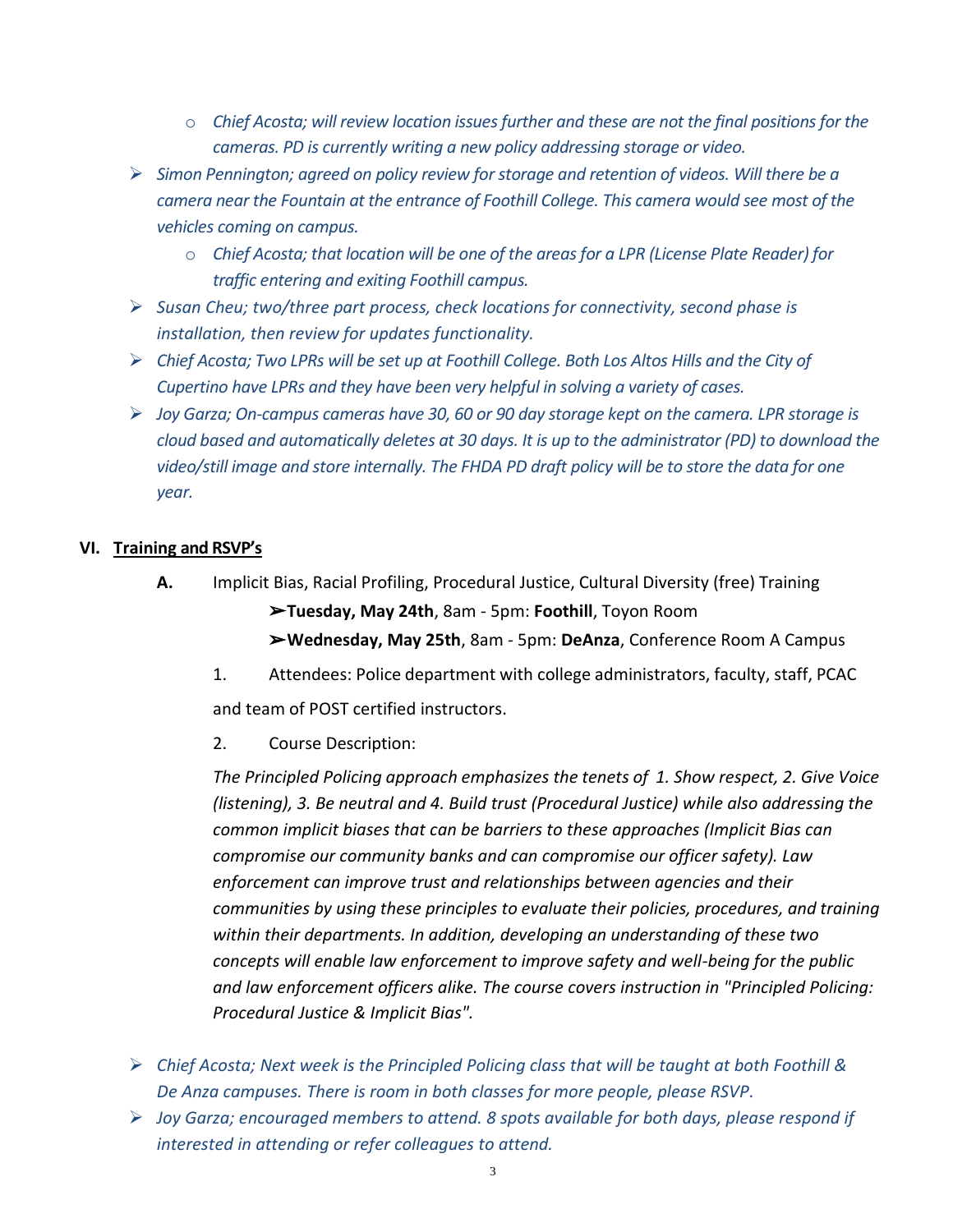- *Chief Acosta; will review location issues further and these are not the final positions for the cameras. PD is currently writing a new policy addressing storage or video.*
- *Simon Pennington; agreed on policy review for storage and retention of videos. Will there be a camera near the Fountain at the entrance of Foothill College. This camera would see most of the vehicles coming on campus.*
  - *Chief Acosta; that location will be one of the areas for a LPR (License Plate Reader) for traffic entering and exiting Foothill campus.*
- *Susan Cheu; two/three part process, check locations for connectivity, second phase is installation, then review for updates functionality.*
- *Chief Acosta; Two LPRs will be set up at Foothill College. Both Los Altos Hills and the City of Cupertino have LPRs and they have been very helpful in solving a variety of cases.*
- *Joy Garza; On-campus cameras have 30, 60 or 90 day storage kept on the camera. LPR storage is cloud based and automatically deletes at 30 days. It is up to the administrator (PD) to download the video/still image and store internally. The FHDA PD draft policy will be to store the data for one year.*

## VI. Training and RSVP's

**A.** Implicit Bias, Racial Profiling, Procedural Justice, Cultural Diversity (free) Training

➢**Tuesday, May 24th**, 8am - 5pm: **Foothill**, Toyon Room

➢**Wednesday, May 25th**, 8am - 5pm: **DeAnza**, Conference Room A Campus

1. Attendees: Police department with college administrators, faculty, staff, PCAC and team of POST certified instructors.

2. Course Description:

*The Principled Policing approach emphasizes the tenets of 1. Show respect, 2. Give Voice (listening), 3. Be neutral and 4. Build trust (Procedural Justice) while also addressing the common implicit biases that can be barriers to these approaches (Implicit Bias can compromise our community banks and can compromise our officer safety). Law enforcement can improve trust and relationships between agencies and their communities by using these principles to evaluate their policies, procedures, and training within their departments. In addition, developing an understanding of these two concepts will enable law enforcement to improve safety and well-being for the public and law enforcement officers alike. The course covers instruction in "Principled Policing: Procedural Justice & Implicit Bias".*

- *Chief Acosta; Next week is the Principled Policing class that will be taught at both Foothill & De Anza campuses. There is room in both classes for more people, please RSVP.*
- *Joy Garza; encouraged members to attend. 8 spots available for both days, please respond if interested in attending or refer colleagues to attend.*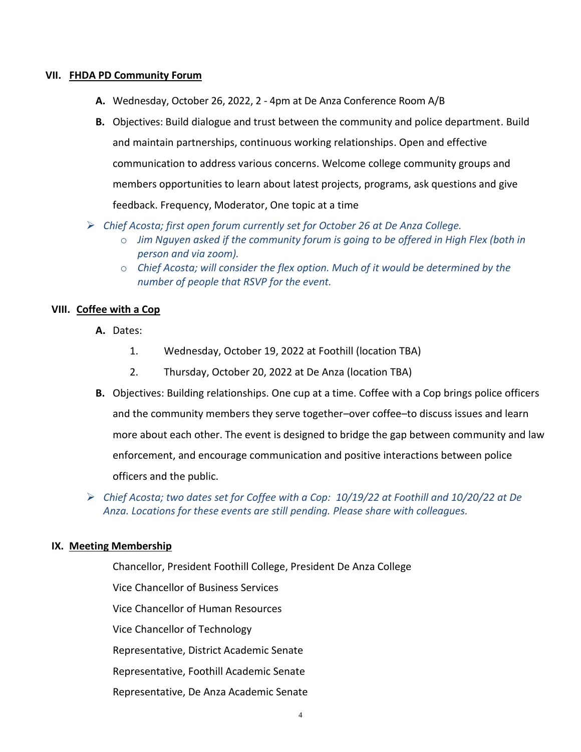## VII. FHDA PD Community Forum

**A.** Wednesday, October 26, 2022, 2 - 4pm at De Anza Conference Room A/B

**B.** Objectives: Build dialogue and trust between the community and police department. Build and maintain partnerships, continuous working relationships. Open and effective communication to address various concerns. Welcome college community groups and members opportunities to learn about latest projects, programs, ask questions and give feedback. Frequency, Moderator, One topic at a time

- *Chief Acosta; first open forum currently set for October 26 at De Anza College.*
  - *Jim Nguyen asked if the community forum is going to be offered in High Flex (both in person and via zoom).*
  - *Chief Acosta; will consider the flex option. Much of it would be determined by the number of people that RSVP for the event.*

## VIII. Coffee with a Cop

**A.** Dates:

1. Wednesday, October 19, 2022 at Foothill (location TBA)
2. Thursday, October 20, 2022 at De Anza (location TBA)

**B.** Objectives: Building relationships. One cup at a time. Coffee with a Cop brings police officers and the community members they serve together–over coffee–to discuss issues and learn more about each other. The event is designed to bridge the gap between community and law enforcement, and encourage communication and positive interactions between police officers and the public.

- *Chief Acosta; two dates set for Coffee with a Cop: 10/19/22 at Foothill and 10/20/22 at De Anza. Locations for these events are still pending. Please share with colleagues.*

## IX. Meeting Membership

Chancellor, President Foothill College, President De Anza College

Vice Chancellor of Business Services

Vice Chancellor of Human Resources

Vice Chancellor of Technology

Representative, District Academic Senate

Representative, Foothill Academic Senate

Representative, De Anza Academic Senate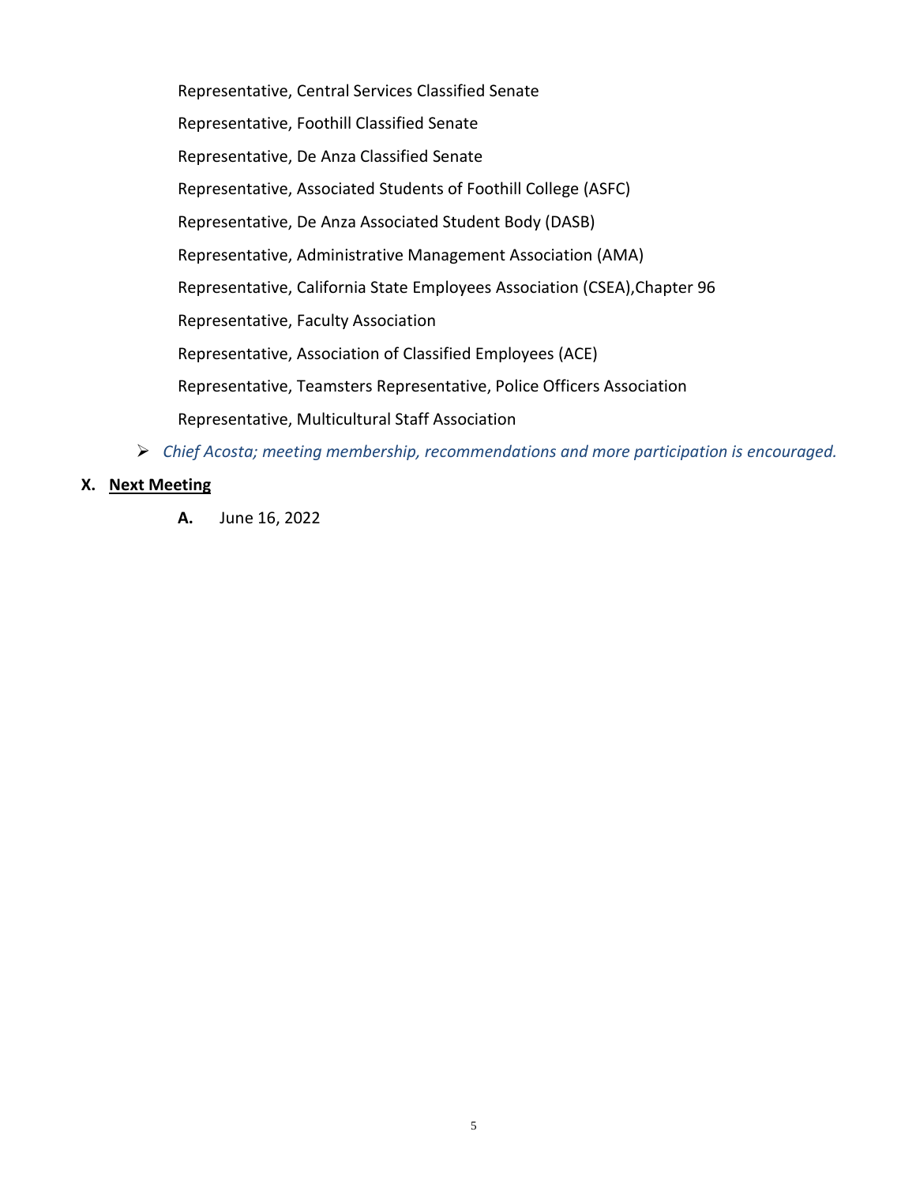Representative, Central Services Classified Senate

Representative, Foothill Classified Senate

Representative, De Anza Classified Senate

Representative, Associated Students of Foothill College (ASFC)

Representative, De Anza Associated Student Body (DASB)

Representative, Administrative Management Association (AMA)

Representative, California State Employees Association (CSEA),Chapter 96

Representative, Faculty Association

Representative, Association of Classified Employees (ACE)

Representative, Teamsters Representative, Police Officers Association

Representative, Multicultural Staff Association

- *Chief Acosta; meeting membership, recommendations and more participation is encouraged.*

**X. <u>Next Meeting</u>**

**A.** June 16, 2022